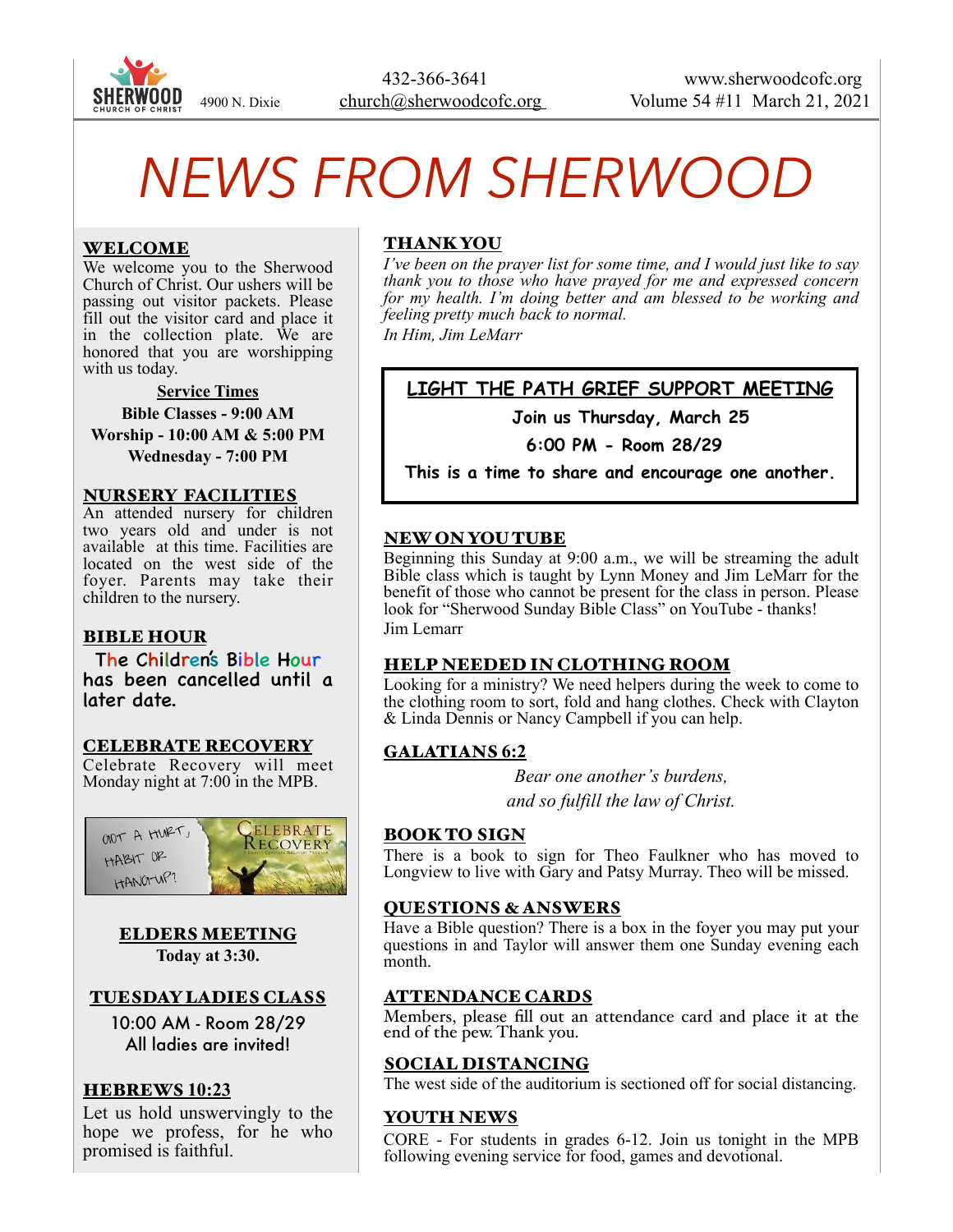432-366-3641
church@sherwoodcofc.org
4900 N. Dixie
www.sherwoodcofc.org
Volume 54 #11 March 21, 2021

# NEWS FROM SHERWOOD

## WELCOME

We welcome you to the Sherwood Church of Christ. Our ushers will be passing out visitor packets. Please fill out the visitor card and place it in the collection plate. We are honored that you are worshipping with us today.

**Service Times**

**Bible Classes - 9:00 AM**
**Worship - 10:00 AM & 5:00 PM**
**Wednesday - 7:00 PM**

## NURSERY FACILITIES

An attended nursery for children two years old and under is not available at this time. Facilities are located on the west side of the foyer. Parents may take their children to the nursery.

## BIBLE HOUR

The Children's Bible Hour has been cancelled until a later date.

## CELEBRATE RECOVERY

Celebrate Recovery will meet Monday night at 7:00 in the MPB.

## ELDERS MEETING

**Today at 3:30.**

## TUESDAY LADIES CLASS

10:00 AM - Room 28/29
All ladies are invited!

## HEBREWS 10:23

Let us hold unswervingly to the hope we profess, for he who promised is faithful.

## THANK YOU

*I've been on the prayer list for some time, and I would just like to say thank you to those who have prayed for me and expressed concern for my health. I'm doing better and am blessed to be working and feeling pretty much back to normal.*

*In Him, Jim LeMarr*

## LIGHT THE PATH GRIEF SUPPORT MEETING

**Join us Thursday, March 25**

**6:00 PM - Room 28/29**

**This is a time to share and encourage one another.**

## NEW ON YOUTUBE

Beginning this Sunday at 9:00 a.m., we will be streaming the adult Bible class which is taught by Lynn Money and Jim LeMarr for the benefit of those who cannot be present for the class in person. Please look for "Sherwood Sunday Bible Class" on YouTube - thanks!
Jim Lemarr

## HELP NEEDED IN CLOTHING ROOM

Looking for a ministry? We need helpers during the week to come to the clothing room to sort, fold and hang clothes. Check with Clayton & Linda Dennis or Nancy Campbell if you can help.

## GALATIANS 6:2

*Bear one another's burdens,*
*and so fulfill the law of Christ.*

## BOOK TO SIGN

There is a book to sign for Theo Faulkner who has moved to Longview to live with Gary and Patsy Murray. Theo will be missed.

## QUESTIONS & ANSWERS

Have a Bible question? There is a box in the foyer you may put your questions in and Taylor will answer them one Sunday evening each month.

## ATTENDANCE CARDS

Members, please fill out an attendance card and place it at the end of the pew. Thank you.

## SOCIAL DISTANCING

The west side of the auditorium is sectioned off for social distancing.

## YOUTH NEWS

CORE - For students in grades 6-12. Join us tonight in the MPB following evening service for food, games and devotional.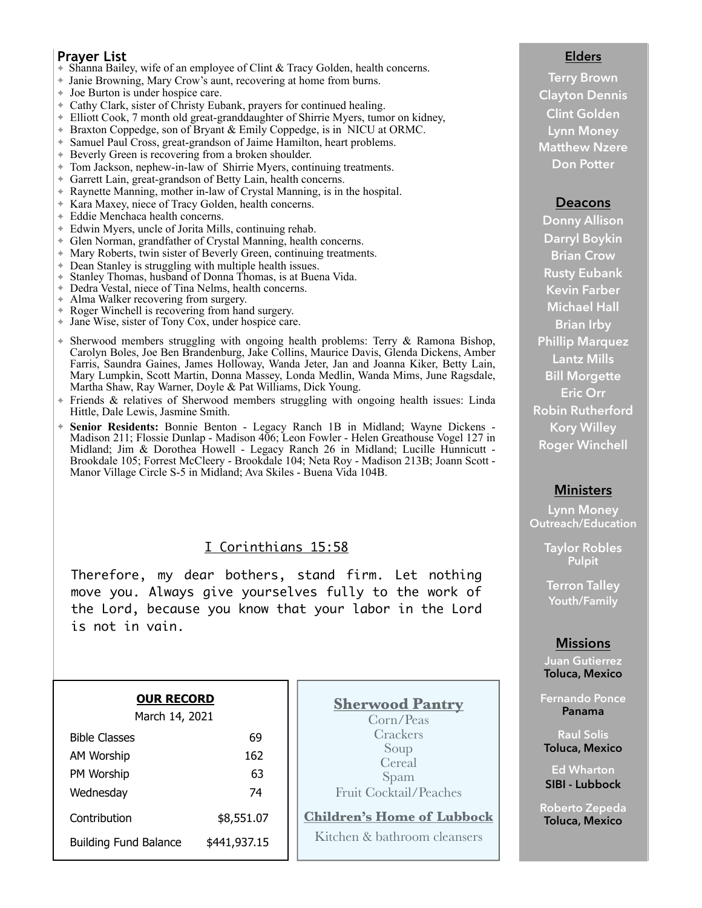## Prayer List

- Shanna Bailey, wife of an employee of Clint & Tracy Golden, health concerns.
- Janie Browning, Mary Crow's aunt, recovering at home from burns.
- Joe Burton is under hospice care.
- Cathy Clark, sister of Christy Eubank, prayers for continued healing.
- Elliott Cook, 7 month old great-granddaughter of Shirrie Myers, tumor on kidney,
- Braxton Coppedge, son of Bryant & Emily Coppedge, is in NICU at ORMC.
- Samuel Paul Cross, great-grandson of Jaime Hamilton, heart problems.
- Beverly Green is recovering from a broken shoulder.
- Tom Jackson, nephew-in-law of Shirrie Myers, continuing treatments.
- Garrett Lain, great-grandson of Betty Lain, health concerns.
- Raynette Manning, mother in-law of Crystal Manning, is in the hospital.
- Kara Maxey, niece of Tracy Golden, health concerns.
- Eddie Menchaca health concerns.
- Edwin Myers, uncle of Jorita Mills, continuing rehab.
- Glen Norman, grandfather of Crystal Manning, health concerns.
- Mary Roberts, twin sister of Beverly Green, continuing treatments.
- Dean Stanley is struggling with multiple health issues.
- Stanley Thomas, husband of Donna Thomas, is at Buena Vida.
- Dedra Vestal, niece of Tina Nelms, health concerns.
- Alma Walker recovering from surgery.
- Roger Winchell is recovering from hand surgery.
- Jane Wise, sister of Tony Cox, under hospice care.
- Sherwood members struggling with ongoing health problems: Terry & Ramona Bishop, Carolyn Boles, Joe Ben Brandenburg, Jake Collins, Maurice Davis, Glenda Dickens, Amber Farris, Saundra Gaines, James Holloway, Wanda Jeter, Jan and Joanna Kiker, Betty Lain, Mary Lumpkin, Scott Martin, Donna Massey, Londa Medlin, Wanda Mims, June Ragsdale, Martha Shaw, Ray Warner, Doyle & Pat Williams, Dick Young.
- Friends & relatives of Sherwood members struggling with ongoing health issues: Linda Hittle, Dale Lewis, Jasmine Smith.
- **Senior Residents:** Bonnie Benton - Legacy Ranch 1B in Midland; Wayne Dickens - Madison 211; Flossie Dunlap - Madison 406; Leon Fowler - Helen Greathouse Vogel 127 in Midland; Jim & Dorothea Howell - Legacy Ranch 26 in Midland; Lucille Hunnicutt - Brookdale 105; Forrest McCleery - Brookdale 104; Neta Roy - Madison 213B; Joann Scott - Manor Village Circle S-5 in Midland; Ava Skiles - Buena Vida 104B.

### I Corinthians 15:58

Therefore, my dear bothers, stand firm. Let nothing move you. Always give yourselves fully to the work of the Lord, because you know that your labor in the Lord is not in vain.

**OUR RECORD**

March 14, 2021

| | |
|---|---|
| Bible Classes | 69 |
| AM Worship | 162 |
| PM Worship | 63 |
| Wednesday | 74 |
| Contribution | $8,551.07 |
| Building Fund Balance | $441,937.15 |

**Sherwood Pantry**

Corn/Peas
Crackers
Soup
Cereal
Spam
Fruit Cocktail/Peaches

**Children's Home of Lubbock**

Kitchen & bathroom cleansers

### Elders

Terry Brown
Clayton Dennis
Clint Golden
Lynn Money
Matthew Nzere
Don Potter

### Deacons

Donny Allison
Darryl Boykin
Brian Crow
Rusty Eubank
Kevin Farber
Michael Hall
Brian Irby
Phillip Marquez
Lantz Mills
Bill Morgette
Eric Orr
Robin Rutherford
Kory Willey
Roger Winchell

### Ministers

Lynn Money
Outreach/Education

Taylor Robles
Pulpit

Terron Talley
Youth/Family

### Missions

Juan Gutierrez
Toluca, Mexico

Fernando Ponce
Panama

Raul Solis
Toluca, Mexico

Ed Wharton
SIBI - Lubbock

Roberto Zepeda
Toluca, Mexico